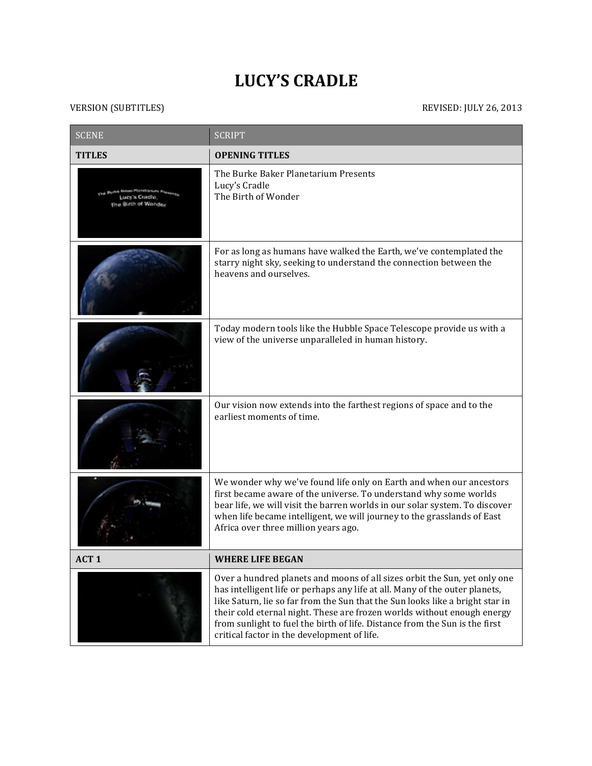# LUCY'S CRADLE

VERSION (SUBTITLES) REVISED: JULY 26, 2013

| SCENE | SCRIPT |
|---|---|
| **TITLES** | **OPENING TITLES** |
| | The Burke Baker Planetarium Presents<br>Lucy's Cradle<br>The Birth of Wonder |
| | For as long as humans have walked the Earth, we've contemplated the starry night sky, seeking to understand the connection between the heavens and ourselves. |
| | Today modern tools like the Hubble Space Telescope provide us with a view of the universe unparalleled in human history. |
| | Our vision now extends into the farthest regions of space and to the earliest moments of time. |
| | We wonder why we've found life only on Earth and when our ancestors first became aware of the universe. To understand why some worlds bear life, we will visit the barren worlds in our solar system. To discover when life became intelligent, we will journey to the grasslands of East Africa over three million years ago. |
| **ACT 1** | **WHERE LIFE BEGAN** |
| | Over a hundred planets and moons of all sizes orbit the Sun, yet only one has intelligent life or perhaps any life at all. Many of the outer planets, like Saturn, lie so far from the Sun that the Sun looks like a bright star in their cold eternal night. These are frozen worlds without enough energy from sunlight to fuel the birth of life. Distance from the Sun is the first critical factor in the development of life. |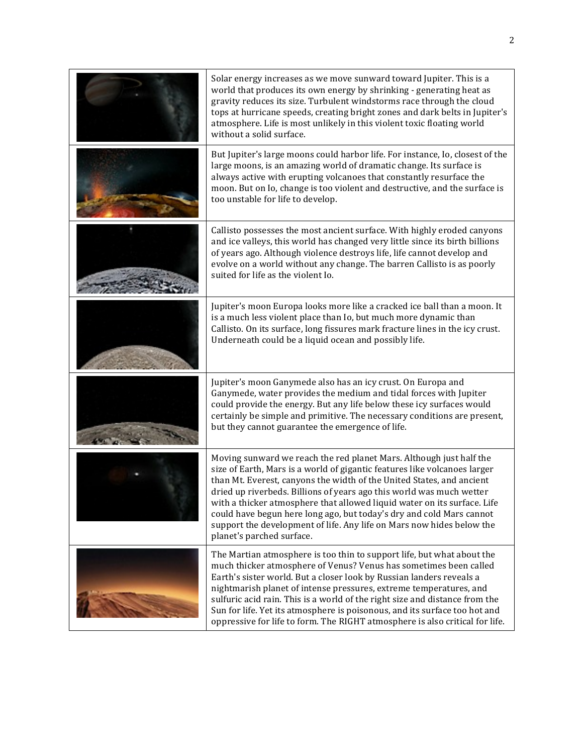| | |
|---|---|
| | Solar energy increases as we move sunward toward Jupiter. This is a world that produces its own energy by shrinking - generating heat as gravity reduces its size. Turbulent windstorms race through the cloud tops at hurricane speeds, creating bright zones and dark belts in Jupiter's atmosphere. Life is most unlikely in this violent toxic floating world without a solid surface. |
| | But Jupiter's large moons could harbor life. For instance, Io, closest of the large moons, is an amazing world of dramatic change. Its surface is always active with erupting volcanoes that constantly resurface the moon. But on Io, change is too violent and destructive, and the surface is too unstable for life to develop. |
| | Callisto possesses the most ancient surface. With highly eroded canyons and ice valleys, this world has changed very little since its birth billions of years ago. Although violence destroys life, life cannot develop and evolve on a world without any change. The barren Callisto is as poorly suited for life as the violent Io. |
| | Jupiter's moon Europa looks more like a cracked ice ball than a moon. It is a much less violent place than Io, but much more dynamic than Callisto. On its surface, long fissures mark fracture lines in the icy crust. Underneath could be a liquid ocean and possibly life. |
| | Jupiter's moon Ganymede also has an icy crust. On Europa and Ganymede, water provides the medium and tidal forces with Jupiter could provide the energy. But any life below these icy surfaces would certainly be simple and primitive. The necessary conditions are present, but they cannot guarantee the emergence of life. |
| | Moving sunward we reach the red planet Mars. Although just half the size of Earth, Mars is a world of gigantic features like volcanoes larger than Mt. Everest, canyons the width of the United States, and ancient dried up riverbeds. Billions of years ago this world was much wetter with a thicker atmosphere that allowed liquid water on its surface. Life could have begun here long ago, but today's dry and cold Mars cannot support the development of life. Any life on Mars now hides below the planet's parched surface. |
| | The Martian atmosphere is too thin to support life, but what about the much thicker atmosphere of Venus? Venus has sometimes been called Earth's sister world. But a closer look by Russian landers reveals a nightmarish planet of intense pressures, extreme temperatures, and sulfuric acid rain. This is a world of the right size and distance from the Sun for life. Yet its atmosphere is poisonous, and its surface too hot and oppressive for life to form. The RIGHT atmosphere is also critical for life. |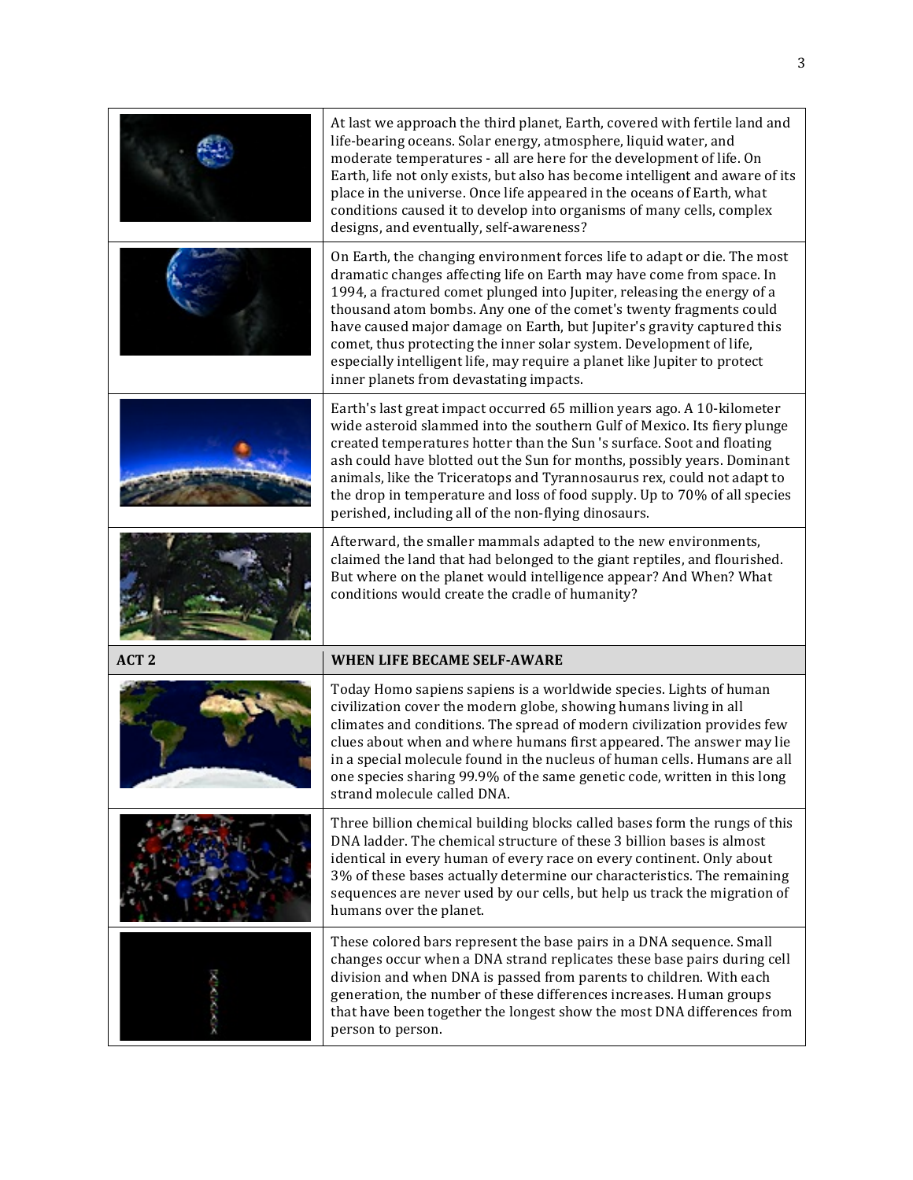| | |
|---|---|
| | At last we approach the third planet, Earth, covered with fertile land and life-bearing oceans. Solar energy, atmosphere, liquid water, and moderate temperatures - all are here for the development of life. On Earth, life not only exists, but also has become intelligent and aware of its place in the universe. Once life appeared in the oceans of Earth, what conditions caused it to develop into organisms of many cells, complex designs, and eventually, self-awareness? |
| | On Earth, the changing environment forces life to adapt or die. The most dramatic changes affecting life on Earth may have come from space. In 1994, a fractured comet plunged into Jupiter, releasing the energy of a thousand atom bombs. Any one of the comet's twenty fragments could have caused major damage on Earth, but Jupiter's gravity captured this comet, thus protecting the inner solar system. Development of life, especially intelligent life, may require a planet like Jupiter to protect inner planets from devastating impacts. |
| | Earth's last great impact occurred 65 million years ago. A 10-kilometer wide asteroid slammed into the southern Gulf of Mexico. Its fiery plunge created temperatures hotter than the Sun 's surface. Soot and floating ash could have blotted out the Sun for months, possibly years. Dominant animals, like the Triceratops and Tyrannosaurus rex, could not adapt to the drop in temperature and loss of food supply. Up to 70% of all species perished, including all of the non-flying dinosaurs. |
| | Afterward, the smaller mammals adapted to the new environments, claimed the land that had belonged to the giant reptiles, and flourished. But where on the planet would intelligence appear? And When? What conditions would create the cradle of humanity? |
| **ACT 2** | **WHEN LIFE BECAME SELF-AWARE** |
| | Today Homo sapiens sapiens is a worldwide species. Lights of human civilization cover the modern globe, showing humans living in all climates and conditions. The spread of modern civilization provides few clues about when and where humans first appeared. The answer may lie in a special molecule found in the nucleus of human cells. Humans are all one species sharing 99.9% of the same genetic code, written in this long strand molecule called DNA. |
| | Three billion chemical building blocks called bases form the rungs of this DNA ladder. The chemical structure of these 3 billion bases is almost identical in every human of every race on every continent. Only about 3% of these bases actually determine our characteristics. The remaining sequences are never used by our cells, but help us track the migration of humans over the planet. |
| | These colored bars represent the base pairs in a DNA sequence. Small changes occur when a DNA strand replicates these base pairs during cell division and when DNA is passed from parents to children. With each generation, the number of these differences increases. Human groups that have been together the longest show the most DNA differences from person to person. |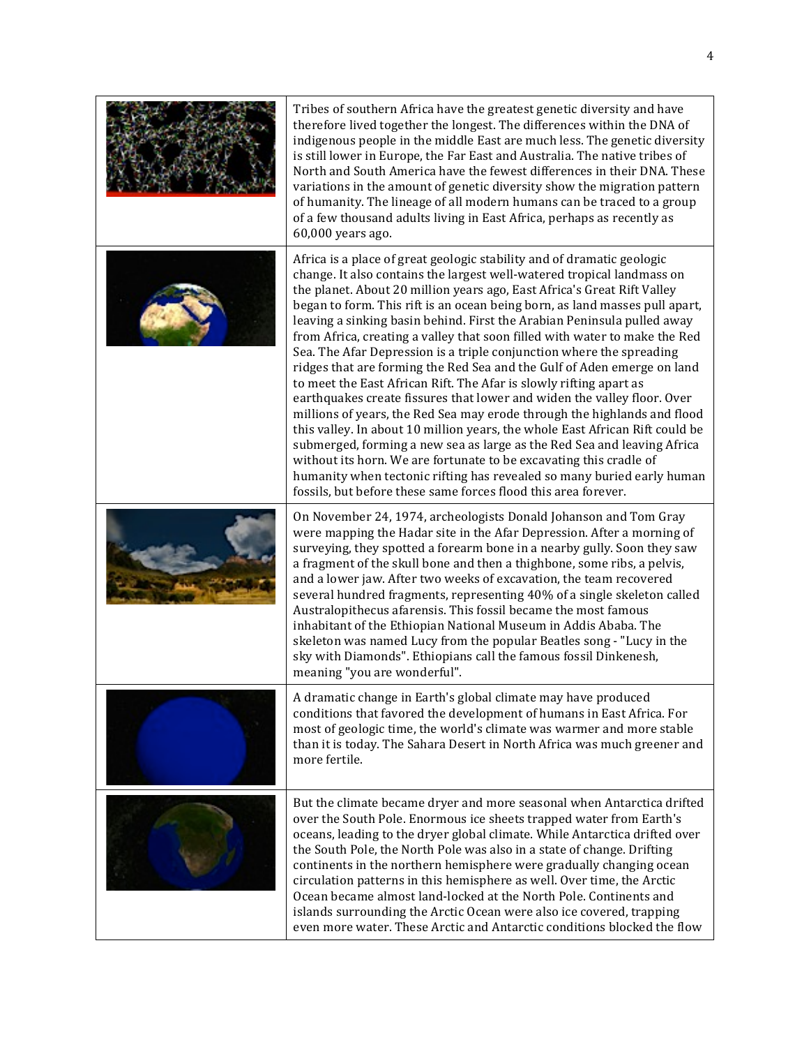| | |
|---|---|
| | Tribes of southern Africa have the greatest genetic diversity and have therefore lived together the longest. The differences within the DNA of indigenous people in the middle East are much less. The genetic diversity is still lower in Europe, the Far East and Australia. The native tribes of North and South America have the fewest differences in their DNA. These variations in the amount of genetic diversity show the migration pattern of humanity. The lineage of all modern humans can be traced to a group of a few thousand adults living in East Africa, perhaps as recently as 60,000 years ago. |
| | Africa is a place of great geologic stability and of dramatic geologic change. It also contains the largest well-watered tropical landmass on the planet. About 20 million years ago, East Africa's Great Rift Valley began to form. This rift is an ocean being born, as land masses pull apart, leaving a sinking basin behind. First the Arabian Peninsula pulled away from Africa, creating a valley that soon filled with water to make the Red Sea. The Afar Depression is a triple conjunction where the spreading ridges that are forming the Red Sea and the Gulf of Aden emerge on land to meet the East African Rift. The Afar is slowly rifting apart as earthquakes create fissures that lower and widen the valley floor. Over millions of years, the Red Sea may erode through the highlands and flood this valley. In about 10 million years, the whole East African Rift could be submerged, forming a new sea as large as the Red Sea and leaving Africa without its horn. We are fortunate to be excavating this cradle of humanity when tectonic rifting has revealed so many buried early human fossils, but before these same forces flood this area forever. |
| | On November 24, 1974, archeologists Donald Johanson and Tom Gray were mapping the Hadar site in the Afar Depression. After a morning of surveying, they spotted a forearm bone in a nearby gully. Soon they saw a fragment of the skull bone and then a thighbone, some ribs, a pelvis, and a lower jaw. After two weeks of excavation, the team recovered several hundred fragments, representing 40% of a single skeleton called Australopithecus afarensis. This fossil became the most famous inhabitant of the Ethiopian National Museum in Addis Ababa. The skeleton was named Lucy from the popular Beatles song - "Lucy in the sky with Diamonds". Ethiopians call the famous fossil Dinkenesh, meaning "you are wonderful". |
| | A dramatic change in Earth's global climate may have produced conditions that favored the development of humans in East Africa. For most of geologic time, the world's climate was warmer and more stable than it is today. The Sahara Desert in North Africa was much greener and more fertile. |
| | But the climate became dryer and more seasonal when Antarctica drifted over the South Pole. Enormous ice sheets trapped water from Earth's oceans, leading to the dryer global climate. While Antarctica drifted over the South Pole, the North Pole was also in a state of change. Drifting continents in the northern hemisphere were gradually changing ocean circulation patterns in this hemisphere as well. Over time, the Arctic Ocean became almost land-locked at the North Pole. Continents and islands surrounding the Arctic Ocean were also ice covered, trapping even more water. These Arctic and Antarctic conditions blocked the flow |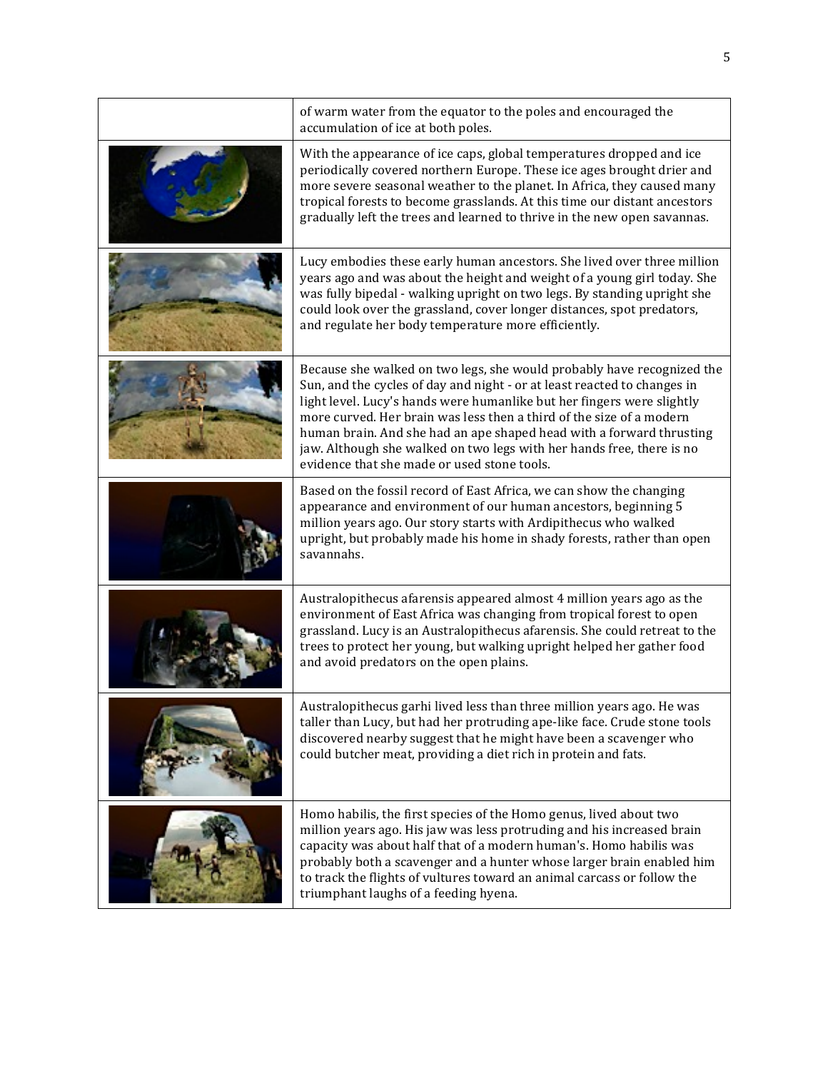| | |
|---|---|
| | of warm water from the equator to the poles and encouraged the accumulation of ice at both poles. |
| | With the appearance of ice caps, global temperatures dropped and ice periodically covered northern Europe. These ice ages brought drier and more severe seasonal weather to the planet. In Africa, they caused many tropical forests to become grasslands. At this time our distant ancestors gradually left the trees and learned to thrive in the new open savannas. |
| | Lucy embodies these early human ancestors. She lived over three million years ago and was about the height and weight of a young girl today. She was fully bipedal - walking upright on two legs. By standing upright she could look over the grassland, cover longer distances, spot predators, and regulate her body temperature more efficiently. |
| | Because she walked on two legs, she would probably have recognized the Sun, and the cycles of day and night - or at least reacted to changes in light level. Lucy's hands were humanlike but her fingers were slightly more curved. Her brain was less then a third of the size of a modern human brain. And she had an ape shaped head with a forward thrusting jaw. Although she walked on two legs with her hands free, there is no evidence that she made or used stone tools. |
| | Based on the fossil record of East Africa, we can show the changing appearance and environment of our human ancestors, beginning 5 million years ago. Our story starts with Ardipithecus who walked upright, but probably made his home in shady forests, rather than open savannahs. |
| | Australopithecus afarensis appeared almost 4 million years ago as the environment of East Africa was changing from tropical forest to open grassland. Lucy is an Australopithecus afarensis. She could retreat to the trees to protect her young, but walking upright helped her gather food and avoid predators on the open plains. |
| | Australopithecus garhi lived less than three million years ago. He was taller than Lucy, but had her protruding ape-like face. Crude stone tools discovered nearby suggest that he might have been a scavenger who could butcher meat, providing a diet rich in protein and fats. |
| | Homo habilis, the first species of the Homo genus, lived about two million years ago. His jaw was less protruding and his increased brain capacity was about half that of a modern human's. Homo habilis was probably both a scavenger and a hunter whose larger brain enabled him to track the flights of vultures toward an animal carcass or follow the triumphant laughs of a feeding hyena. |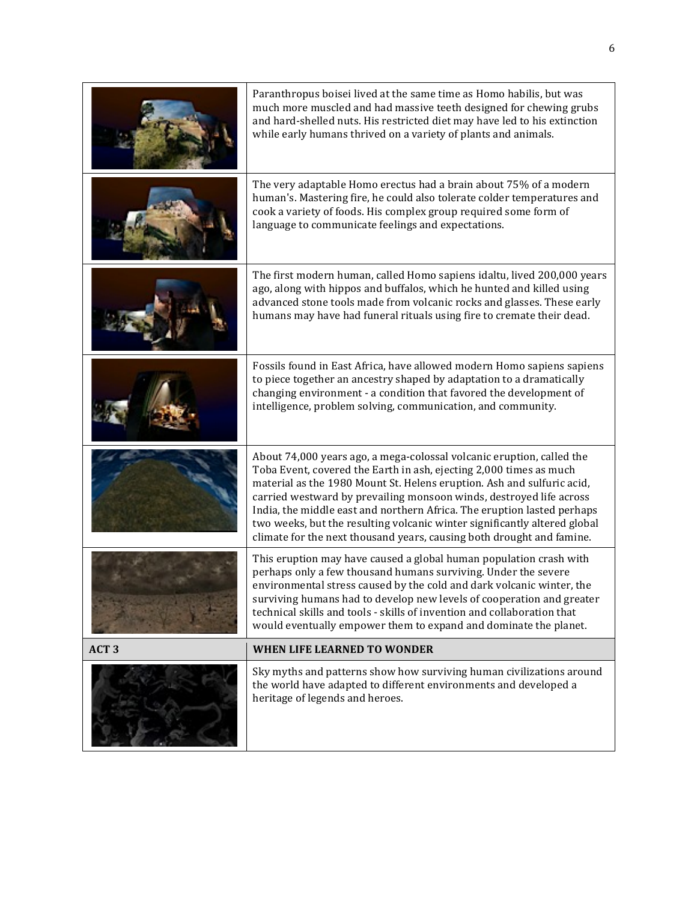| | |
|---|---|
| | Paranthropus boisei lived at the same time as Homo habilis, but was much more muscled and had massive teeth designed for chewing grubs and hard-shelled nuts. His restricted diet may have led to his extinction while early humans thrived on a variety of plants and animals. |
| | The very adaptable Homo erectus had a brain about 75% of a modern human's. Mastering fire, he could also tolerate colder temperatures and cook a variety of foods. His complex group required some form of language to communicate feelings and expectations. |
| | The first modern human, called Homo sapiens idaltu, lived 200,000 years ago, along with hippos and buffalos, which he hunted and killed using advanced stone tools made from volcanic rocks and glasses. These early humans may have had funeral rituals using fire to cremate their dead. |
| | Fossils found in East Africa, have allowed modern Homo sapiens sapiens to piece together an ancestry shaped by adaptation to a dramatically changing environment - a condition that favored the development of intelligence, problem solving, communication, and community. |
| | About 74,000 years ago, a mega-colossal volcanic eruption, called the Toba Event, covered the Earth in ash, ejecting 2,000 times as much material as the 1980 Mount St. Helens eruption. Ash and sulfuric acid, carried westward by prevailing monsoon winds, destroyed life across India, the middle east and northern Africa. The eruption lasted perhaps two weeks, but the resulting volcanic winter significantly altered global climate for the next thousand years, causing both drought and famine. |
| | This eruption may have caused a global human population crash with perhaps only a few thousand humans surviving. Under the severe environmental stress caused by the cold and dark volcanic winter, the surviving humans had to develop new levels of cooperation and greater technical skills and tools - skills of invention and collaboration that would eventually empower them to expand and dominate the planet. |
| **ACT 3** | **WHEN LIFE LEARNED TO WONDER** |
| | Sky myths and patterns show how surviving human civilizations around the world have adapted to different environments and developed a heritage of legends and heroes. |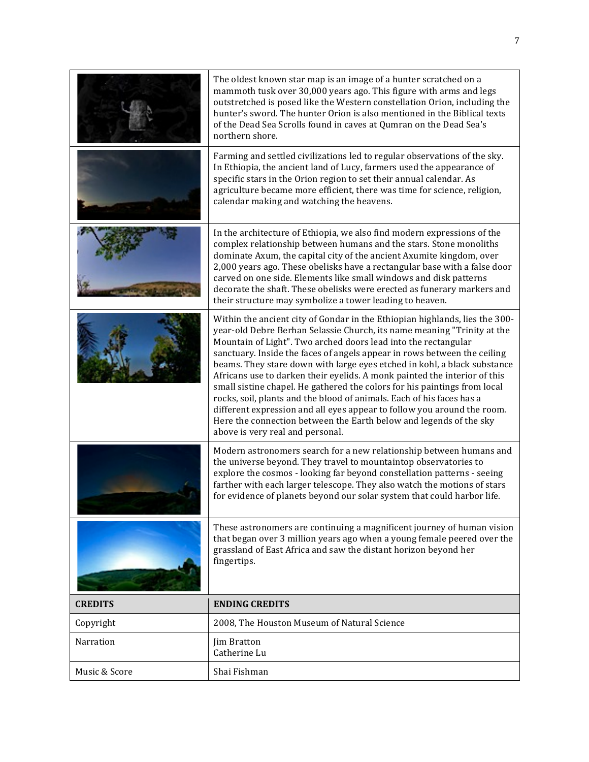| | |
|---|---|
| | The oldest known star map is an image of a hunter scratched on a mammoth tusk over 30,000 years ago. This figure with arms and legs outstretched is posed like the Western constellation Orion, including the hunter's sword. The hunter Orion is also mentioned in the Biblical texts of the Dead Sea Scrolls found in caves at Qumran on the Dead Sea's northern shore. |
| | Farming and settled civilizations led to regular observations of the sky. In Ethiopia, the ancient land of Lucy, farmers used the appearance of specific stars in the Orion region to set their annual calendar. As agriculture became more efficient, there was time for science, religion, calendar making and watching the heavens. |
| | In the architecture of Ethiopia, we also find modern expressions of the complex relationship between humans and the stars. Stone monoliths dominate Axum, the capital city of the ancient Axumite kingdom, over 2,000 years ago. These obelisks have a rectangular base with a false door carved on one side. Elements like small windows and disk patterns decorate the shaft. These obelisks were erected as funerary markers and their structure may symbolize a tower leading to heaven. |
| | Within the ancient city of Gondar in the Ethiopian highlands, lies the 300-year-old Debre Berhan Selassie Church, its name meaning "Trinity at the Mountain of Light". Two arched doors lead into the rectangular sanctuary. Inside the faces of angels appear in rows between the ceiling beams. They stare down with large eyes etched in kohl, a black substance Africans use to darken their eyelids. A monk painted the interior of this small sistine chapel. He gathered the colors for his paintings from local rocks, soil, plants and the blood of animals. Each of his faces has a different expression and all eyes appear to follow you around the room. Here the connection between the Earth below and legends of the sky above is very real and personal. |
| | Modern astronomers search for a new relationship between humans and the universe beyond. They travel to mountaintop observatories to explore the cosmos - looking far beyond constellation patterns - seeing farther with each larger telescope. They also watch the motions of stars for evidence of planets beyond our solar system that could harbor life. |
| | These astronomers are continuing a magnificent journey of human vision that began over 3 million years ago when a young female peered over the grassland of East Africa and saw the distant horizon beyond her fingertips. |
| **CREDITS** | **ENDING CREDITS** |
| Copyright | 2008, The Houston Museum of Natural Science |
| Narration | Jim Bratton<br>Catherine Lu |
| Music & Score | Shai Fishman |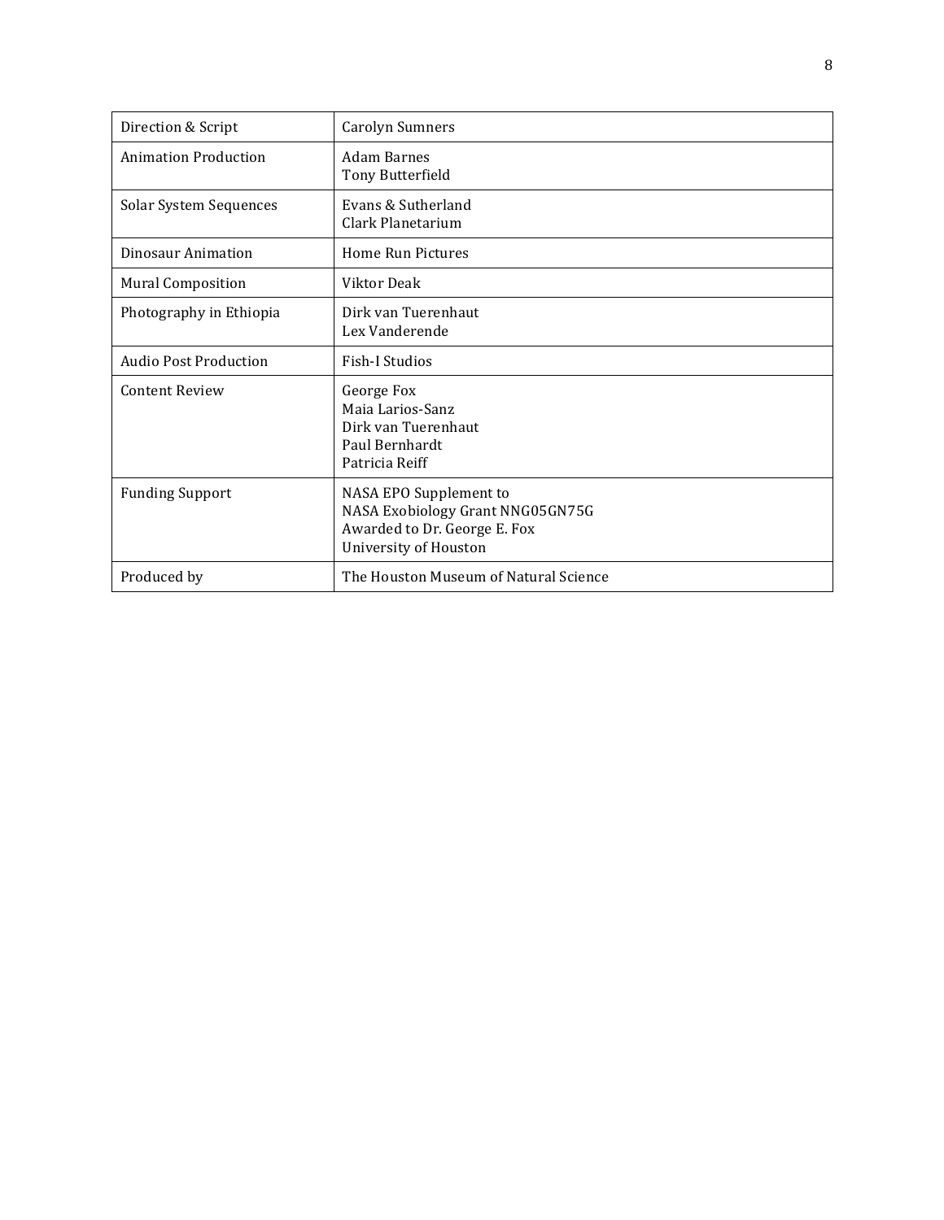| | |
|---|---|
| Direction & Script | Carolyn Sumners |
| Animation Production | Adam Barnes<br>Tony Butterfield |
| Solar System Sequences | Evans & Sutherland<br>Clark Planetarium |
| Dinosaur Animation | Home Run Pictures |
| Mural Composition | Viktor Deak |
| Photography in Ethiopia | Dirk van Tuerenhaut<br>Lex Vanderende |
| Audio Post Production | Fish-I Studios |
| Content Review | George Fox<br>Maia Larios-Sanz<br>Dirk van Tuerenhaut<br>Paul Bernhardt<br>Patricia Reiff |
| Funding Support | NASA EPO Supplement to<br>NASA Exobiology Grant NNG05GN75G<br>Awarded to Dr. George E. Fox<br>University of Houston |
| Produced by | The Houston Museum of Natural Science |